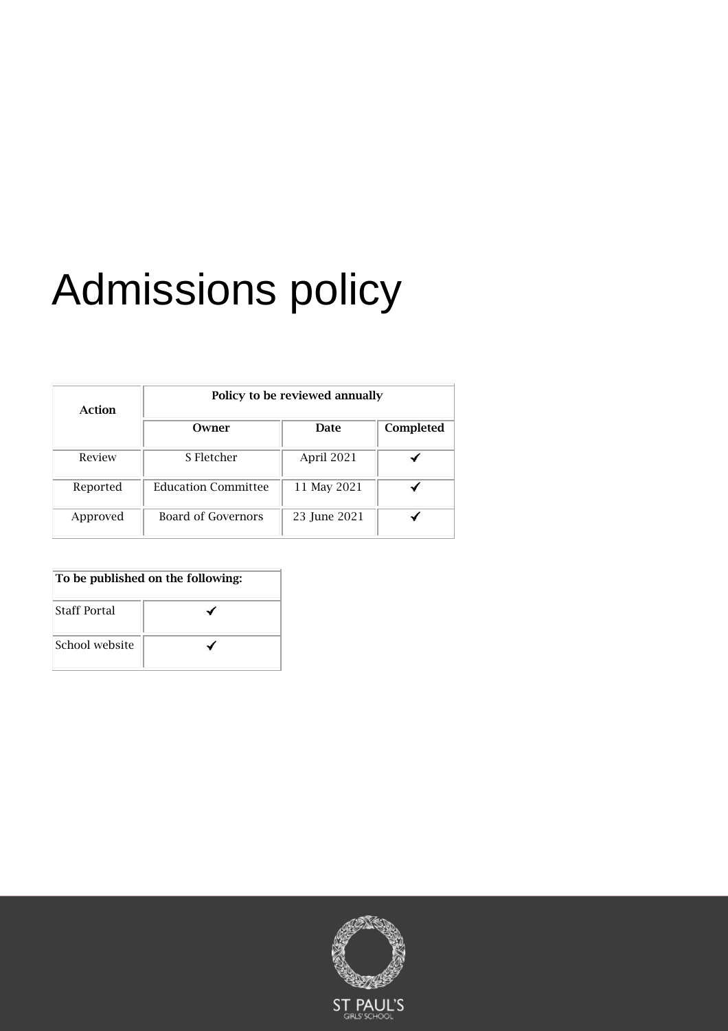# Admissions policy

| Action | Policy to be reviewed annually | | |
|---|---|---|---|
| | **Owner** | **Date** | **Completed** |
| Review | S Fletcher | April 2021 | ✓ |
| Reported | Education Committee | 11 May 2021 | ✓ |
| Approved | Board of Governors | 23 June 2021 | ✓ |

| To be published on the following: | |
|---|---|
| Staff Portal | ✓ |
| School website | ✓ |

ST PAUL'S GIRLS' SCHOOL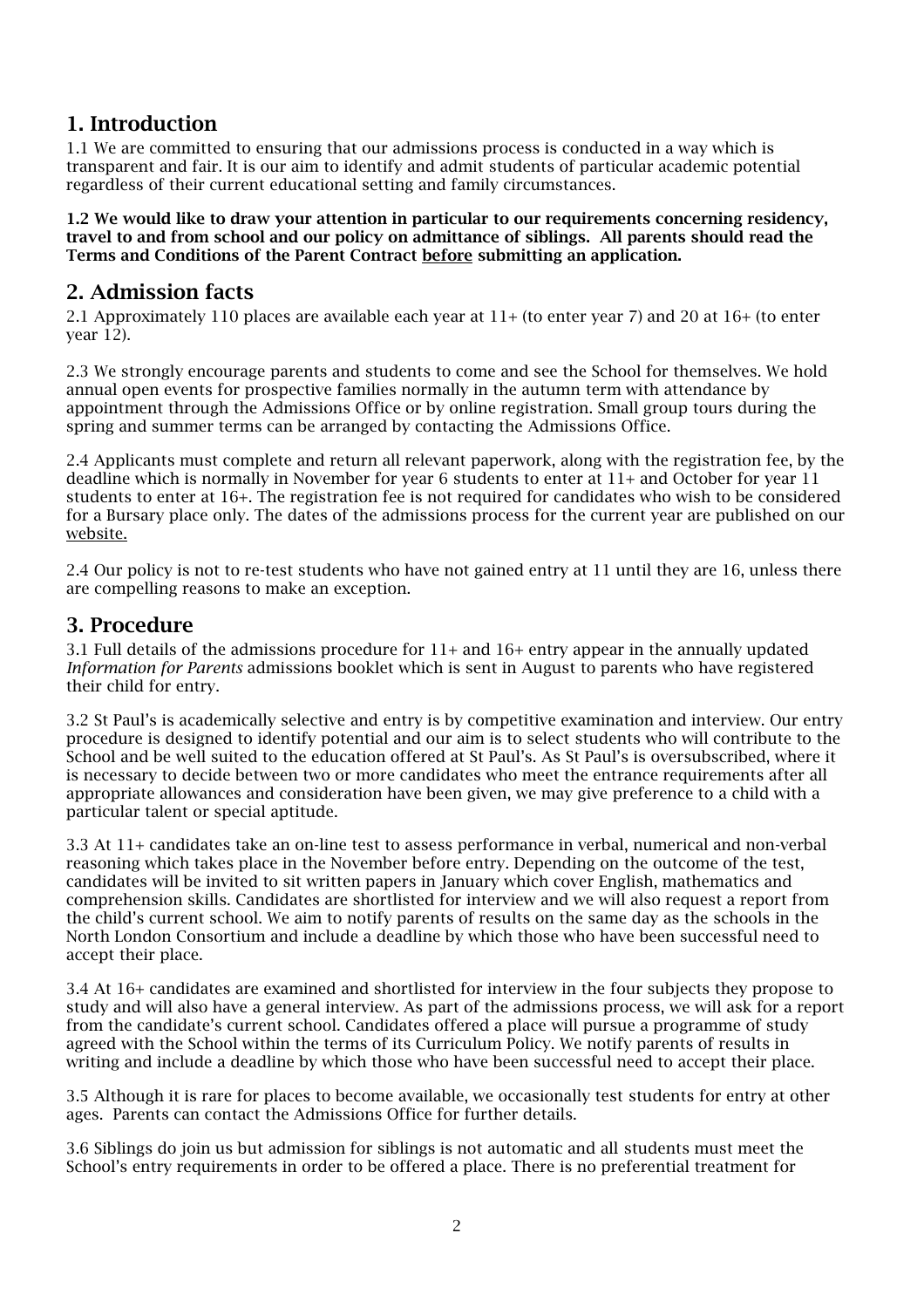## 1. Introduction

1.1 We are committed to ensuring that our admissions process is conducted in a way which is transparent and fair. It is our aim to identify and admit students of particular academic potential regardless of their current educational setting and family circumstances.

**1.2 We would like to draw your attention in particular to our requirements concerning residency, travel to and from school and our policy on admittance of siblings. All parents should read the Terms and Conditions of the Parent Contract before submitting an application.**

## 2. Admission facts

2.1 Approximately 110 places are available each year at 11+ (to enter year 7) and 20 at 16+ (to enter year 12).

2.3 We strongly encourage parents and students to come and see the School for themselves. We hold annual open events for prospective families normally in the autumn term with attendance by appointment through the Admissions Office or by online registration. Small group tours during the spring and summer terms can be arranged by contacting the Admissions Office.

2.4 Applicants must complete and return all relevant paperwork, along with the registration fee, by the deadline which is normally in November for year 6 students to enter at 11+ and October for year 11 students to enter at 16+. The registration fee is not required for candidates who wish to be considered for a Bursary place only. The dates of the admissions process for the current year are published on our website.

2.4 Our policy is not to re-test students who have not gained entry at 11 until they are 16, unless there are compelling reasons to make an exception.

## 3. Procedure

3.1 Full details of the admissions procedure for 11+ and 16+ entry appear in the annually updated *Information for Parents* admissions booklet which is sent in August to parents who have registered their child for entry.

3.2 St Paul's is academically selective and entry is by competitive examination and interview. Our entry procedure is designed to identify potential and our aim is to select students who will contribute to the School and be well suited to the education offered at St Paul's. As St Paul's is oversubscribed, where it is necessary to decide between two or more candidates who meet the entrance requirements after all appropriate allowances and consideration have been given, we may give preference to a child with a particular talent or special aptitude.

3.3 At 11+ candidates take an on-line test to assess performance in verbal, numerical and non-verbal reasoning which takes place in the November before entry. Depending on the outcome of the test, candidates will be invited to sit written papers in January which cover English, mathematics and comprehension skills. Candidates are shortlisted for interview and we will also request a report from the child's current school. We aim to notify parents of results on the same day as the schools in the North London Consortium and include a deadline by which those who have been successful need to accept their place.

3.4 At 16+ candidates are examined and shortlisted for interview in the four subjects they propose to study and will also have a general interview. As part of the admissions process, we will ask for a report from the candidate's current school. Candidates offered a place will pursue a programme of study agreed with the School within the terms of its Curriculum Policy. We notify parents of results in writing and include a deadline by which those who have been successful need to accept their place.

3.5 Although it is rare for places to become available, we occasionally test students for entry at other ages. Parents can contact the Admissions Office for further details.

3.6 Siblings do join us but admission for siblings is not automatic and all students must meet the School's entry requirements in order to be offered a place. There is no preferential treatment for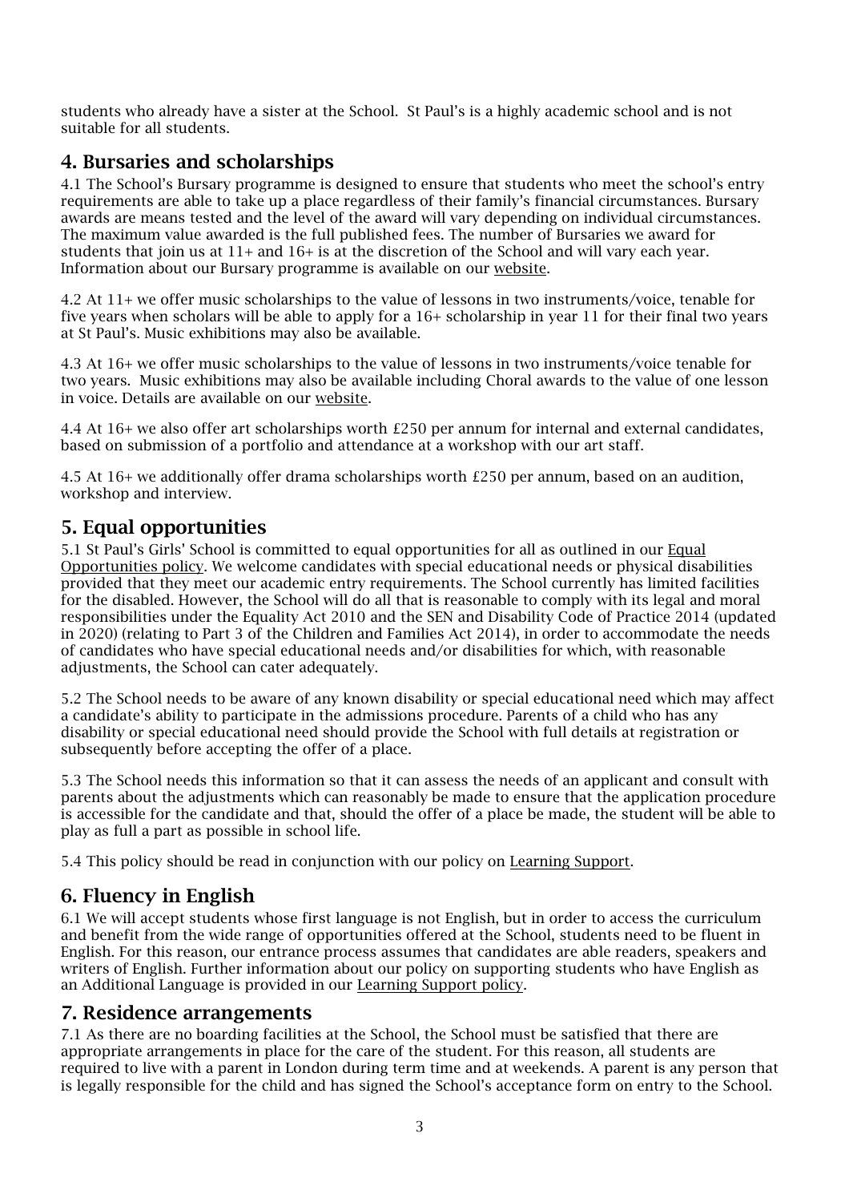students who already have a sister at the School. St Paul's is a highly academic school and is not suitable for all students.

## 4. Bursaries and scholarships

4.1 The School's Bursary programme is designed to ensure that students who meet the school's entry requirements are able to take up a place regardless of their family's financial circumstances. Bursary awards are means tested and the level of the award will vary depending on individual circumstances. The maximum value awarded is the full published fees. The number of Bursaries we award for students that join us at 11+ and 16+ is at the discretion of the School and will vary each year. Information about our Bursary programme is available on our website.

4.2 At 11+ we offer music scholarships to the value of lessons in two instruments/voice, tenable for five years when scholars will be able to apply for a 16+ scholarship in year 11 for their final two years at St Paul's. Music exhibitions may also be available.

4.3 At 16+ we offer music scholarships to the value of lessons in two instruments/voice tenable for two years. Music exhibitions may also be available including Choral awards to the value of one lesson in voice. Details are available on our website.

4.4 At 16+ we also offer art scholarships worth £250 per annum for internal and external candidates, based on submission of a portfolio and attendance at a workshop with our art staff.

4.5 At 16+ we additionally offer drama scholarships worth £250 per annum, based on an audition, workshop and interview.

## 5. Equal opportunities

5.1 St Paul's Girls' School is committed to equal opportunities for all as outlined in our Equal Opportunities policy. We welcome candidates with special educational needs or physical disabilities provided that they meet our academic entry requirements. The School currently has limited facilities for the disabled. However, the School will do all that is reasonable to comply with its legal and moral responsibilities under the Equality Act 2010 and the SEN and Disability Code of Practice 2014 (updated in 2020) (relating to Part 3 of the Children and Families Act 2014), in order to accommodate the needs of candidates who have special educational needs and/or disabilities for which, with reasonable adjustments, the School can cater adequately.

5.2 The School needs to be aware of any known disability or special educational need which may affect a candidate's ability to participate in the admissions procedure. Parents of a child who has any disability or special educational need should provide the School with full details at registration or subsequently before accepting the offer of a place.

5.3 The School needs this information so that it can assess the needs of an applicant and consult with parents about the adjustments which can reasonably be made to ensure that the application procedure is accessible for the candidate and that, should the offer of a place be made, the student will be able to play as full a part as possible in school life.

5.4 This policy should be read in conjunction with our policy on Learning Support.

## 6. Fluency in English

6.1 We will accept students whose first language is not English, but in order to access the curriculum and benefit from the wide range of opportunities offered at the School, students need to be fluent in English. For this reason, our entrance process assumes that candidates are able readers, speakers and writers of English. Further information about our policy on supporting students who have English as an Additional Language is provided in our Learning Support policy.

## 7. Residence arrangements

7.1 As there are no boarding facilities at the School, the School must be satisfied that there are appropriate arrangements in place for the care of the student. For this reason, all students are required to live with a parent in London during term time and at weekends. A parent is any person that is legally responsible for the child and has signed the School's acceptance form on entry to the School.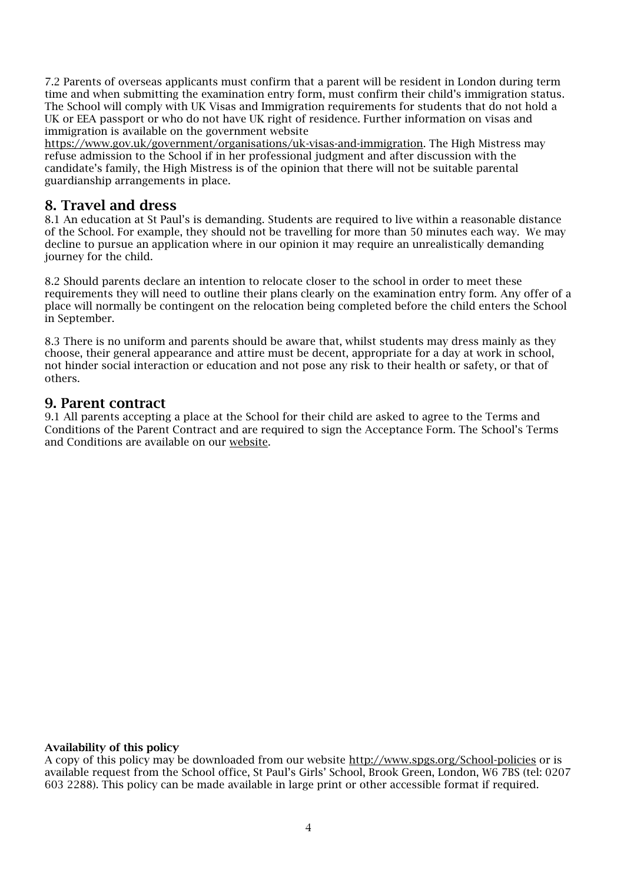7.2 Parents of overseas applicants must confirm that a parent will be resident in London during term time and when submitting the examination entry form, must confirm their child's immigration status. The School will comply with UK Visas and Immigration requirements for students that do not hold a UK or EEA passport or who do not have UK right of residence. Further information on visas and immigration is available on the government website https://www.gov.uk/government/organisations/uk-visas-and-immigration. The High Mistress may refuse admission to the School if in her professional judgment and after discussion with the candidate's family, the High Mistress is of the opinion that there will not be suitable parental guardianship arrangements in place.

## 8. Travel and dress

8.1 An education at St Paul's is demanding. Students are required to live within a reasonable distance of the School. For example, they should not be travelling for more than 50 minutes each way. We may decline to pursue an application where in our opinion it may require an unrealistically demanding journey for the child.

8.2 Should parents declare an intention to relocate closer to the school in order to meet these requirements they will need to outline their plans clearly on the examination entry form. Any offer of a place will normally be contingent on the relocation being completed before the child enters the School in September.

8.3 There is no uniform and parents should be aware that, whilst students may dress mainly as they choose, their general appearance and attire must be decent, appropriate for a day at work in school, not hinder social interaction or education and not pose any risk to their health or safety, or that of others.

## 9. Parent contract

9.1 All parents accepting a place at the School for their child are asked to agree to the Terms and Conditions of the Parent Contract and are required to sign the Acceptance Form. The School's Terms and Conditions are available on our website.

**Availability of this policy**

A copy of this policy may be downloaded from our website http://www.spgs.org/School-policies or is available request from the School office, St Paul's Girls' School, Brook Green, London, W6 7BS (tel: 0207 603 2288). This policy can be made available in large print or other accessible format if required.